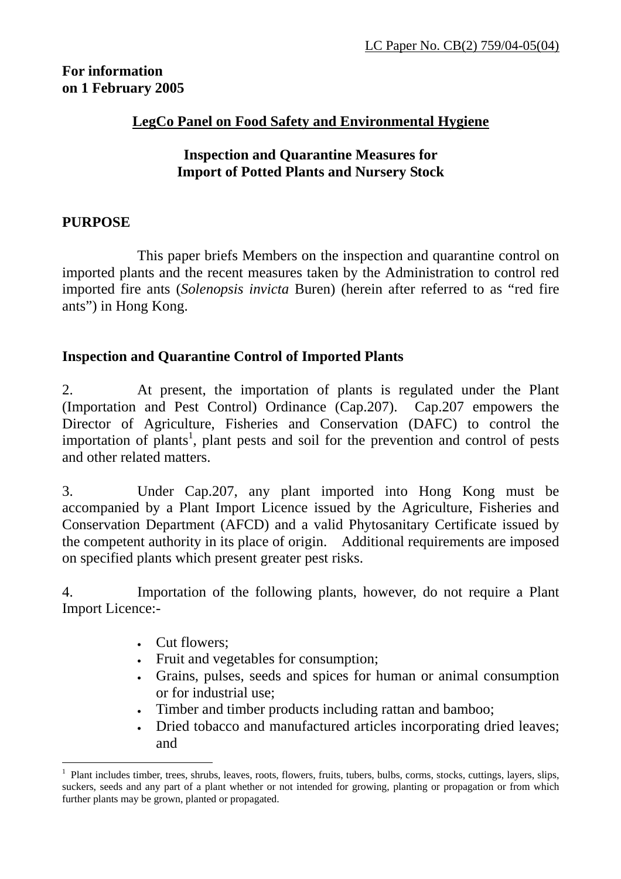LC Paper No. CB(2) 759/04-05(04)

**For information**
**on 1 February 2005**

**LegCo Panel on Food Safety and Environmental Hygiene**

**Inspection and Quarantine Measures for**
**Import of Potted Plants and Nursery Stock**

## PURPOSE

This paper briefs Members on the inspection and quarantine control on imported plants and the recent measures taken by the Administration to control red imported fire ants (*Solenopsis invicta* Buren) (herein after referred to as "red fire ants") in Hong Kong.

## Inspection and Quarantine Control of Imported Plants

2. At present, the importation of plants is regulated under the Plant (Importation and Pest Control) Ordinance (Cap.207). Cap.207 empowers the Director of Agriculture, Fisheries and Conservation (DAFC) to control the importation of plants[1], plant pests and soil for the prevention and control of pests and other related matters.

3. Under Cap.207, any plant imported into Hong Kong must be accompanied by a Plant Import Licence issued by the Agriculture, Fisheries and Conservation Department (AFCD) and a valid Phytosanitary Certificate issued by the competent authority in its place of origin. Additional requirements are imposed on specified plants which present greater pest risks.

4. Importation of the following plants, however, do not require a Plant Import Licence:-

- Cut flowers;
- Fruit and vegetables for consumption;
- Grains, pulses, seeds and spices for human or animal consumption or for industrial use;
- Timber and timber products including rattan and bamboo;
- Dried tobacco and manufactured articles incorporating dried leaves; and

[1] Plant includes timber, trees, shrubs, leaves, roots, flowers, fruits, tubers, bulbs, corms, stocks, cuttings, layers, slips, suckers, seeds and any part of a plant whether or not intended for growing, planting or propagation or from which further plants may be grown, planted or propagated.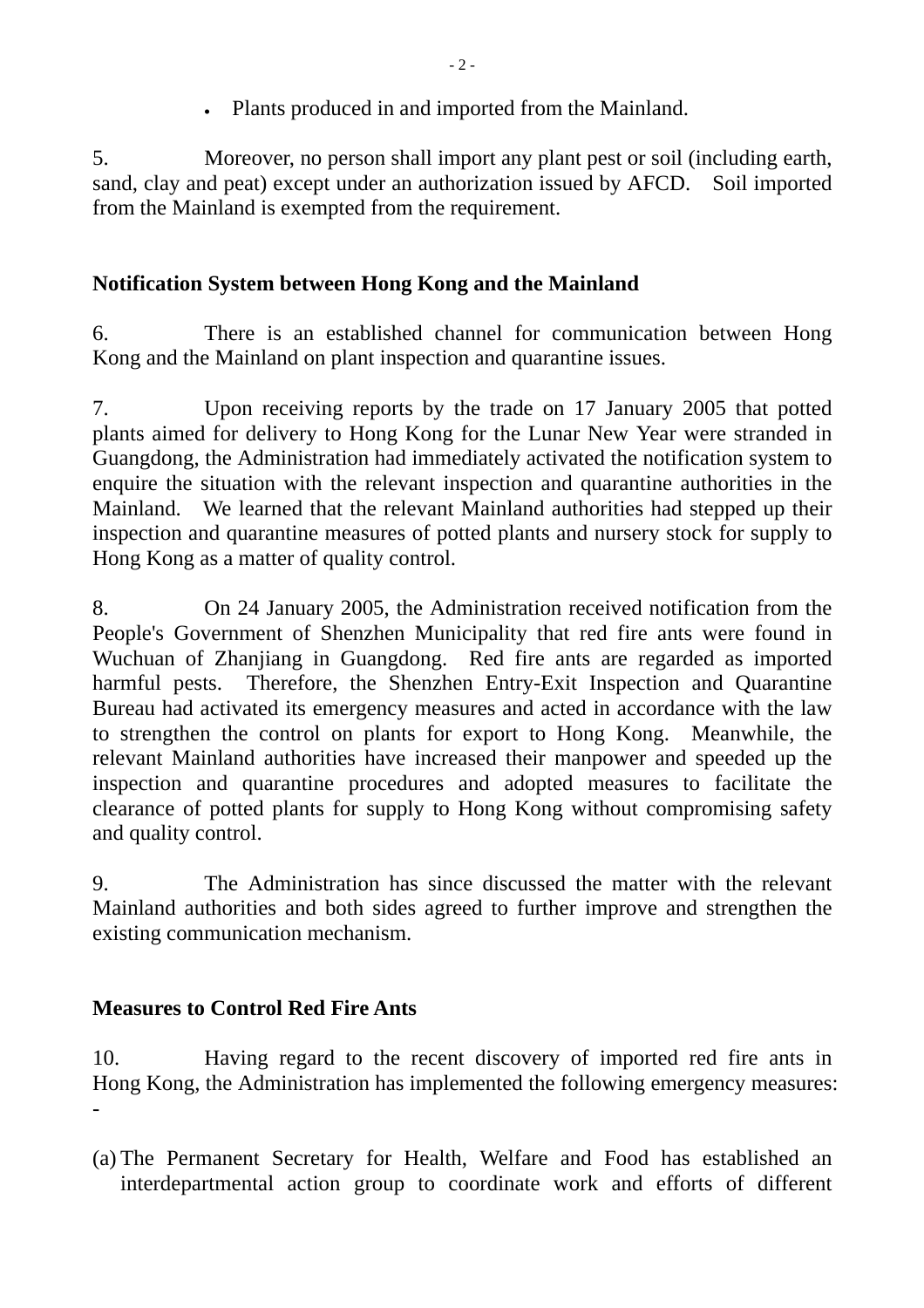- Plants produced in and imported from the Mainland.

5. Moreover, no person shall import any plant pest or soil (including earth, sand, clay and peat) except under an authorization issued by AFCD. Soil imported from the Mainland is exempted from the requirement.

**Notification System between Hong Kong and the Mainland**

6. There is an established channel for communication between Hong Kong and the Mainland on plant inspection and quarantine issues.

7. Upon receiving reports by the trade on 17 January 2005 that potted plants aimed for delivery to Hong Kong for the Lunar New Year were stranded in Guangdong, the Administration had immediately activated the notification system to enquire the situation with the relevant inspection and quarantine authorities in the Mainland. We learned that the relevant Mainland authorities had stepped up their inspection and quarantine measures of potted plants and nursery stock for supply to Hong Kong as a matter of quality control.

8. On 24 January 2005, the Administration received notification from the People's Government of Shenzhen Municipality that red fire ants were found in Wuchuan of Zhanjiang in Guangdong. Red fire ants are regarded as imported harmful pests. Therefore, the Shenzhen Entry-Exit Inspection and Quarantine Bureau had activated its emergency measures and acted in accordance with the law to strengthen the control on plants for export to Hong Kong. Meanwhile, the relevant Mainland authorities have increased their manpower and speeded up the inspection and quarantine procedures and adopted measures to facilitate the clearance of potted plants for supply to Hong Kong without compromising safety and quality control.

9. The Administration has since discussed the matter with the relevant Mainland authorities and both sides agreed to further improve and strengthen the existing communication mechanism.

**Measures to Control Red Fire Ants**

10. Having regard to the recent discovery of imported red fire ants in Hong Kong, the Administration has implemented the following emergency measures: -

(a) The Permanent Secretary for Health, Welfare and Food has established an interdepartmental action group to coordinate work and efforts of different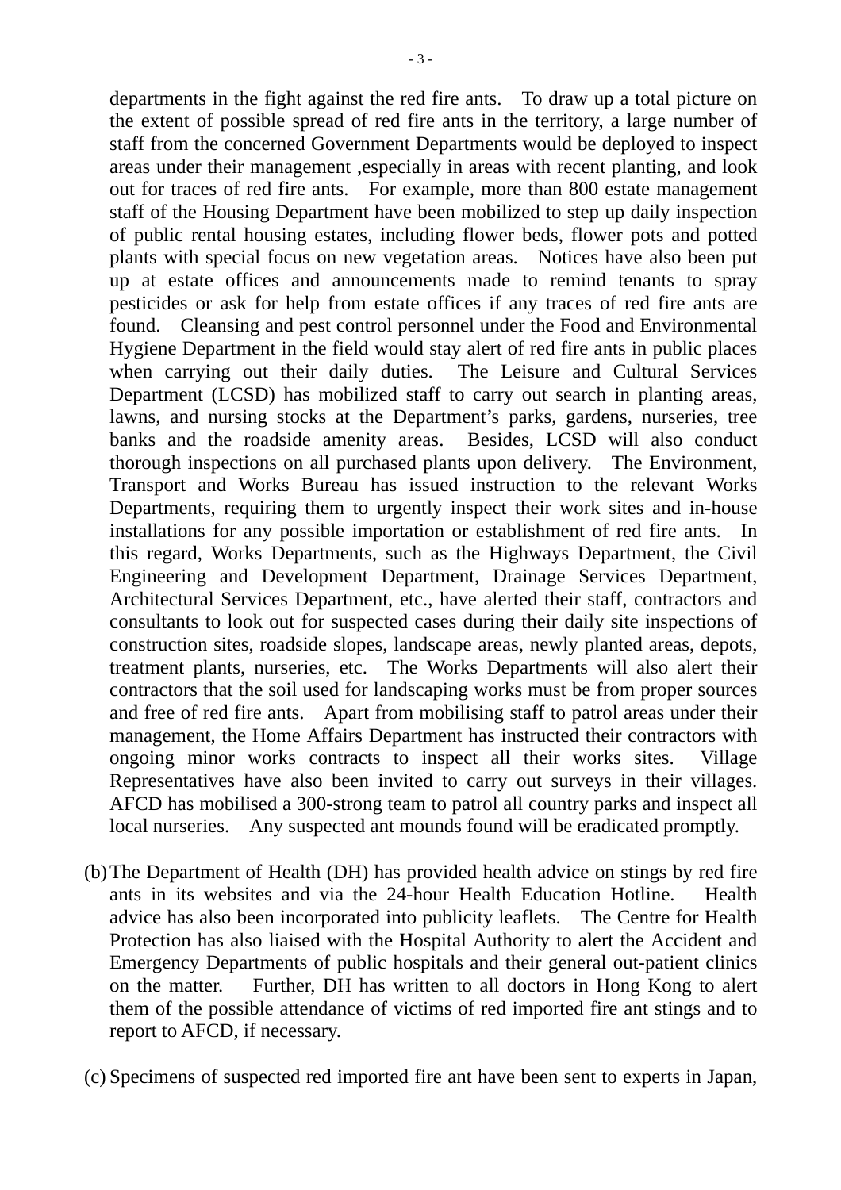departments in the fight against the red fire ants. To draw up a total picture on the extent of possible spread of red fire ants in the territory, a large number of staff from the concerned Government Departments would be deployed to inspect areas under their management ,especially in areas with recent planting, and look out for traces of red fire ants. For example, more than 800 estate management staff of the Housing Department have been mobilized to step up daily inspection of public rental housing estates, including flower beds, flower pots and potted plants with special focus on new vegetation areas. Notices have also been put up at estate offices and announcements made to remind tenants to spray pesticides or ask for help from estate offices if any traces of red fire ants are found. Cleansing and pest control personnel under the Food and Environmental Hygiene Department in the field would stay alert of red fire ants in public places when carrying out their daily duties. The Leisure and Cultural Services Department (LCSD) has mobilized staff to carry out search in planting areas, lawns, and nursing stocks at the Department's parks, gardens, nurseries, tree banks and the roadside amenity areas. Besides, LCSD will also conduct thorough inspections on all purchased plants upon delivery. The Environment, Transport and Works Bureau has issued instruction to the relevant Works Departments, requiring them to urgently inspect their work sites and in-house installations for any possible importation or establishment of red fire ants. In this regard, Works Departments, such as the Highways Department, the Civil Engineering and Development Department, Drainage Services Department, Architectural Services Department, etc., have alerted their staff, contractors and consultants to look out for suspected cases during their daily site inspections of construction sites, roadside slopes, landscape areas, newly planted areas, depots, treatment plants, nurseries, etc. The Works Departments will also alert their contractors that the soil used for landscaping works must be from proper sources and free of red fire ants. Apart from mobilising staff to patrol areas under their management, the Home Affairs Department has instructed their contractors with ongoing minor works contracts to inspect all their works sites. Village Representatives have also been invited to carry out surveys in their villages. AFCD has mobilised a 300-strong team to patrol all country parks and inspect all local nurseries. Any suspected ant mounds found will be eradicated promptly.

(b) The Department of Health (DH) has provided health advice on stings by red fire ants in its websites and via the 24-hour Health Education Hotline. Health advice has also been incorporated into publicity leaflets. The Centre for Health Protection has also liaised with the Hospital Authority to alert the Accident and Emergency Departments of public hospitals and their general out-patient clinics on the matter. Further, DH has written to all doctors in Hong Kong to alert them of the possible attendance of victims of red imported fire ant stings and to report to AFCD, if necessary.

(c) Specimens of suspected red imported fire ant have been sent to experts in Japan,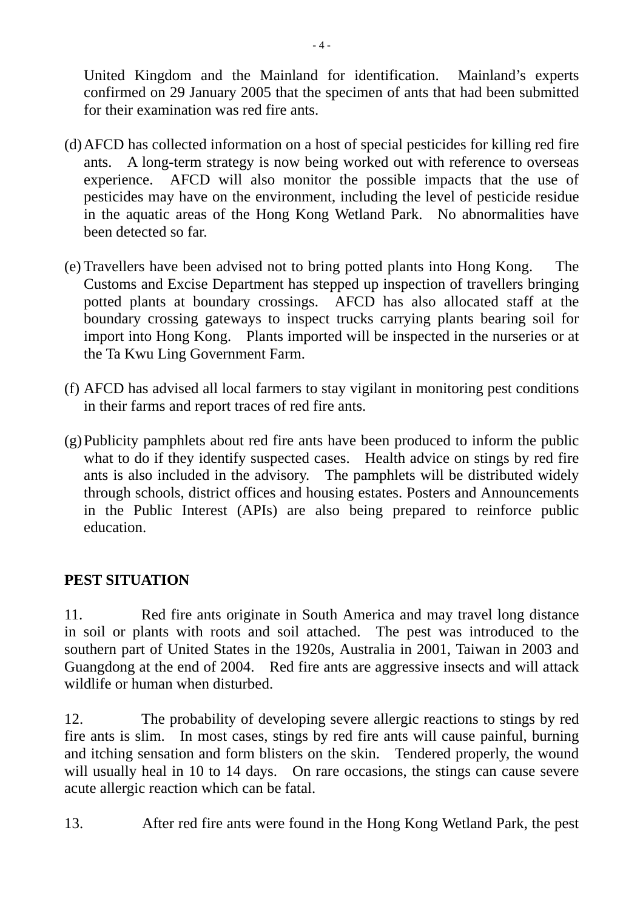United Kingdom and the Mainland for identification. Mainland's experts confirmed on 29 January 2005 that the specimen of ants that had been submitted for their examination was red fire ants.

(d) AFCD has collected information on a host of special pesticides for killing red fire ants. A long-term strategy is now being worked out with reference to overseas experience. AFCD will also monitor the possible impacts that the use of pesticides may have on the environment, including the level of pesticide residue in the aquatic areas of the Hong Kong Wetland Park. No abnormalities have been detected so far.

(e) Travellers have been advised not to bring potted plants into Hong Kong. The Customs and Excise Department has stepped up inspection of travellers bringing potted plants at boundary crossings. AFCD has also allocated staff at the boundary crossing gateways to inspect trucks carrying plants bearing soil for import into Hong Kong. Plants imported will be inspected in the nurseries or at the Ta Kwu Ling Government Farm.

(f) AFCD has advised all local farmers to stay vigilant in monitoring pest conditions in their farms and report traces of red fire ants.

(g) Publicity pamphlets about red fire ants have been produced to inform the public what to do if they identify suspected cases. Health advice on stings by red fire ants is also included in the advisory. The pamphlets will be distributed widely through schools, district offices and housing estates. Posters and Announcements in the Public Interest (APIs) are also being prepared to reinforce public education.

**PEST SITUATION**

11. Red fire ants originate in South America and may travel long distance in soil or plants with roots and soil attached. The pest was introduced to the southern part of United States in the 1920s, Australia in 2001, Taiwan in 2003 and Guangdong at the end of 2004. Red fire ants are aggressive insects and will attack wildlife or human when disturbed.

12. The probability of developing severe allergic reactions to stings by red fire ants is slim. In most cases, stings by red fire ants will cause painful, burning and itching sensation and form blisters on the skin. Tendered properly, the wound will usually heal in 10 to 14 days. On rare occasions, the stings can cause severe acute allergic reaction which can be fatal.

13. After red fire ants were found in the Hong Kong Wetland Park, the pest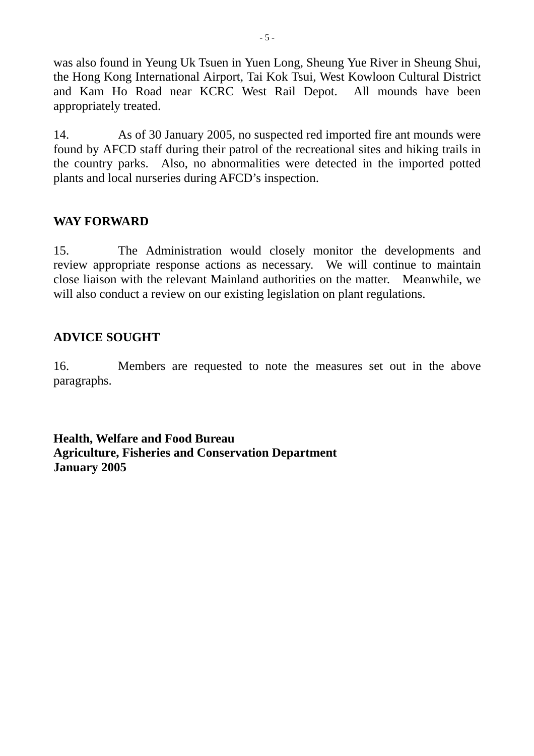was also found in Yeung Uk Tsuen in Yuen Long, Sheung Yue River in Sheung Shui, the Hong Kong International Airport, Tai Kok Tsui, West Kowloon Cultural District and Kam Ho Road near KCRC West Rail Depot. All mounds have been appropriately treated.

14. As of 30 January 2005, no suspected red imported fire ant mounds were found by AFCD staff during their patrol of the recreational sites and hiking trails in the country parks. Also, no abnormalities were detected in the imported potted plants and local nurseries during AFCD's inspection.

## WAY FORWARD

15. The Administration would closely monitor the developments and review appropriate response actions as necessary. We will continue to maintain close liaison with the relevant Mainland authorities on the matter. Meanwhile, we will also conduct a review on our existing legislation on plant regulations.

## ADVICE SOUGHT

16. Members are requested to note the measures set out in the above paragraphs.

**Health, Welfare and Food Bureau**
**Agriculture, Fisheries and Conservation Department**
**January 2005**